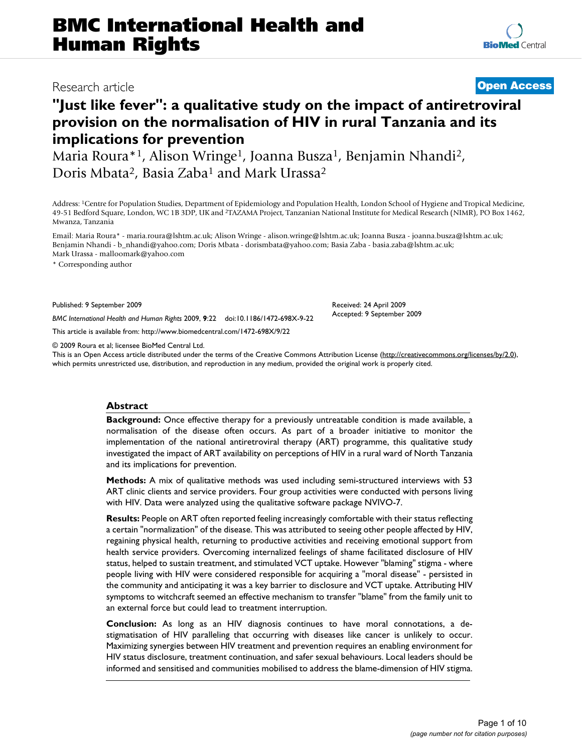# "Just like fever": a qualitative study on the impact of antiretroviral provision on the normalisation of HIV in rural Tanzania and its implications for prevention

Research article

**Open Access**

Maria Roura*[1], Alison Wringe[1], Joanna Busza[1], Benjamin Nhandi[2], Doris Mbata[2], Basia Zaba[1] and Mark Urassa[2]

Address: [1]Centre for Population Studies, Department of Epidemiology and Population Health, London School of Hygiene and Tropical Medicine, 49-51 Bedford Square, London, WC 1B 3DP, UK and [2]TAZAMA Project, Tanzanian National Institute for Medical Research (NIMR), PO Box 1462, Mwanza, Tanzania

Email: Maria Roura* - maria.roura@lshtm.ac.uk; Alison Wringe - alison.wringe@lshtm.ac.uk; Joanna Busza - joanna.busza@lshtm.ac.uk; Benjamin Nhandi - b_nhandi@yahoo.com; Doris Mbata - dorismbata@yahoo.com; Basia Zaba - basia.zaba@lshtm.ac.uk; Mark Urassa - malloomark@yahoo.com

\* Corresponding author

Published: 9 September 2009

*BMC International Health and Human Rights* 2009, **9**:22 doi:10.1186/1472-698X-9-22

Received: 24 April 2009
Accepted: 9 September 2009

This article is available from: http://www.biomedcentral.com/1472-698X/9/22

© 2009 Roura et al; licensee BioMed Central Ltd.
This is an Open Access article distributed under the terms of the Creative Commons Attribution License (http://creativecommons.org/licenses/by/2.0), which permits unrestricted use, distribution, and reproduction in any medium, provided the original work is properly cited.

## Abstract

**Background:** Once effective therapy for a previously untreatable condition is made available, a normalisation of the disease often occurs. As part of a broader initiative to monitor the implementation of the national antiretroviral therapy (ART) programme, this qualitative study investigated the impact of ART availability on perceptions of HIV in a rural ward of North Tanzania and its implications for prevention.

**Methods:** A mix of qualitative methods was used including semi-structured interviews with 53 ART clinic clients and service providers. Four group activities were conducted with persons living with HIV. Data were analyzed using the qualitative software package NVIVO-7.

**Results:** People on ART often reported feeling increasingly comfortable with their status reflecting a certain "normalization" of the disease. This was attributed to seeing other people affected by HIV, regaining physical health, returning to productive activities and receiving emotional support from health service providers. Overcoming internalized feelings of shame facilitated disclosure of HIV status, helped to sustain treatment, and stimulated VCT uptake. However "blaming" stigma - where people living with HIV were considered responsible for acquiring a "moral disease" - persisted in the community and anticipating it was a key barrier to disclosure and VCT uptake. Attributing HIV symptoms to witchcraft seemed an effective mechanism to transfer "blame" from the family unit to an external force but could lead to treatment interruption.

**Conclusion:** As long as an HIV diagnosis continues to have moral connotations, a de-stigmatisation of HIV paralleling that occurring with diseases like cancer is unlikely to occur. Maximizing synergies between HIV treatment and prevention requires an enabling environment for HIV status disclosure, treatment continuation, and safer sexual behaviours. Local leaders should be informed and sensitised and communities mobilised to address the blame-dimension of HIV stigma.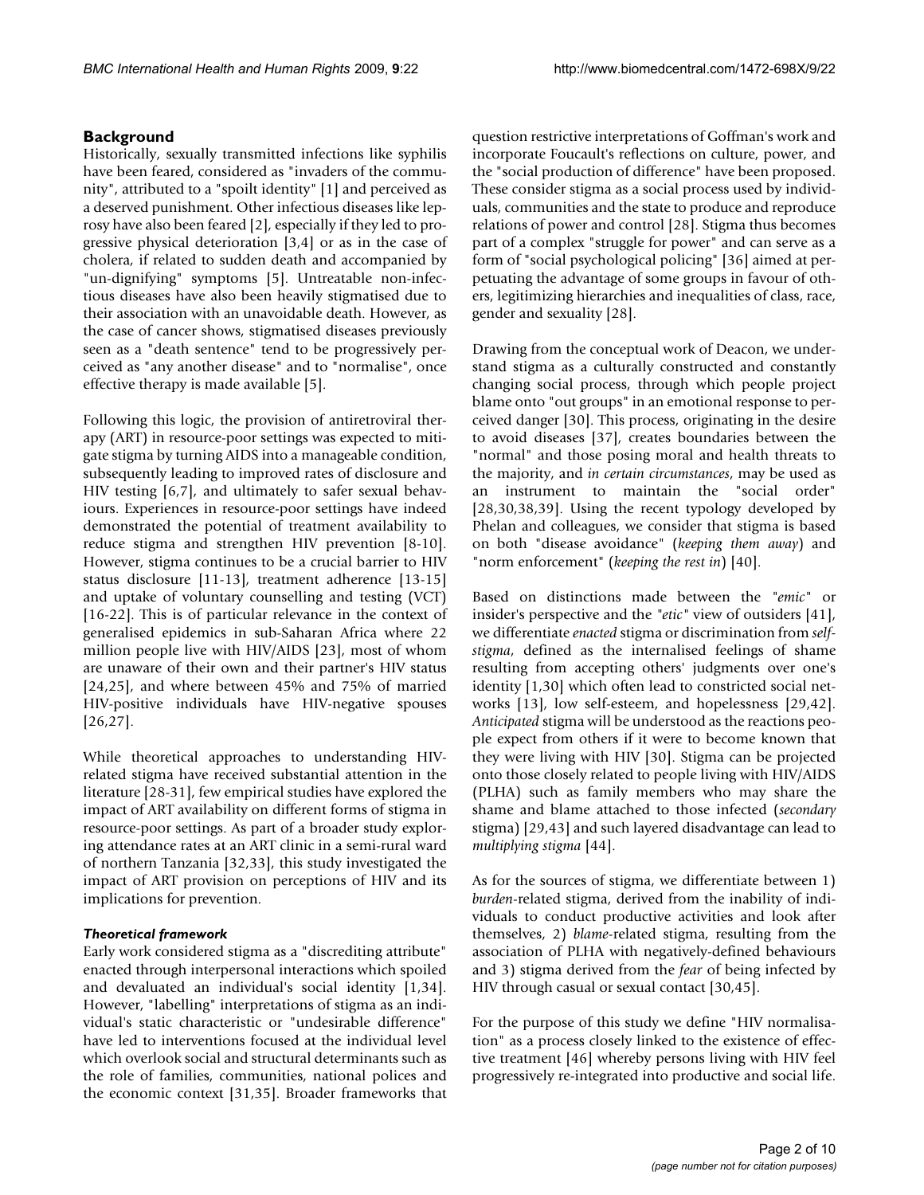## Background

Historically, sexually transmitted infections like syphilis have been feared, considered as "invaders of the community", attributed to a "spoilt identity" [1] and perceived as a deserved punishment. Other infectious diseases like leprosy have also been feared [2], especially if they led to progressive physical deterioration [3,4] or as in the case of cholera, if related to sudden death and accompanied by "un-dignifying" symptoms [5]. Untreatable non-infectious diseases have also been heavily stigmatised due to their association with an unavoidable death. However, as the case of cancer shows, stigmatised diseases previously seen as a "death sentence" tend to be progressively perceived as "any another disease" and to "normalise", once effective therapy is made available [5].

Following this logic, the provision of antiretroviral therapy (ART) in resource-poor settings was expected to mitigate stigma by turning AIDS into a manageable condition, subsequently leading to improved rates of disclosure and HIV testing [6,7], and ultimately to safer sexual behaviours. Experiences in resource-poor settings have indeed demonstrated the potential of treatment availability to reduce stigma and strengthen HIV prevention [8-10]. However, stigma continues to be a crucial barrier to HIV status disclosure [11-13], treatment adherence [13-15] and uptake of voluntary counselling and testing (VCT) [16-22]. This is of particular relevance in the context of generalised epidemics in sub-Saharan Africa where 22 million people live with HIV/AIDS [23], most of whom are unaware of their own and their partner's HIV status [24,25], and where between 45% and 75% of married HIV-positive individuals have HIV-negative spouses [26,27].

While theoretical approaches to understanding HIV-related stigma have received substantial attention in the literature [28-31], few empirical studies have explored the impact of ART availability on different forms of stigma in resource-poor settings. As part of a broader study exploring attendance rates at an ART clinic in a semi-rural ward of northern Tanzania [32,33], this study investigated the impact of ART provision on perceptions of HIV and its implications for prevention.

### *Theoretical framework*

Early work considered stigma as a "discrediting attribute" enacted through interpersonal interactions which spoiled and devaluated an individual's social identity [1,34]. However, "labelling" interpretations of stigma as an individual's static characteristic or "undesirable difference" have led to interventions focused at the individual level which overlook social and structural determinants such as the role of families, communities, national polices and the economic context [31,35]. Broader frameworks that question restrictive interpretations of Goffman's work and incorporate Foucault's reflections on culture, power, and the "social production of difference" have been proposed. These consider stigma as a social process used by individuals, communities and the state to produce and reproduce relations of power and control [28]. Stigma thus becomes part of a complex "struggle for power" and can serve as a form of "social psychological policing" [36] aimed at perpetuating the advantage of some groups in favour of others, legitimizing hierarchies and inequalities of class, race, gender and sexuality [28].

Drawing from the conceptual work of Deacon, we understand stigma as a culturally constructed and constantly changing social process, through which people project blame onto "out groups" in an emotional response to perceived danger [30]. This process, originating in the desire to avoid diseases [37], creates boundaries between the "normal" and those posing moral and health threats to the majority, and *in certain circumstances*, may be used as an instrument to maintain the "social order" [28,30,38,39]. Using the recent typology developed by Phelan and colleagues, we consider that stigma is based on both "disease avoidance" (*keeping them away*) and "norm enforcement" (*keeping the rest in*) [40].

Based on distinctions made between the "*emic*" or insider's perspective and the "*etic*" view of outsiders [41], we differentiate *enacted* stigma or discrimination from *self-stigma*, defined as the internalised feelings of shame resulting from accepting others' judgments over one's identity [1,30] which often lead to constricted social networks [13], low self-esteem, and hopelessness [29,42]. *Anticipated* stigma will be understood as the reactions people expect from others if it were to become known that they were living with HIV [30]. Stigma can be projected onto those closely related to people living with HIV/AIDS (PLHA) such as family members who may share the shame and blame attached to those infected (*secondary* stigma) [29,43] and such layered disadvantage can lead to *multiplying stigma* [44].

As for the sources of stigma, we differentiate between 1) *burden*-related stigma, derived from the inability of individuals to conduct productive activities and look after themselves, 2) *blame*-related stigma, resulting from the association of PLHA with negatively-defined behaviours and 3) stigma derived from the *fear* of being infected by HIV through casual or sexual contact [30,45].

For the purpose of this study we define "HIV normalisation" as a process closely linked to the existence of effective treatment [46] whereby persons living with HIV feel progressively re-integrated into productive and social life.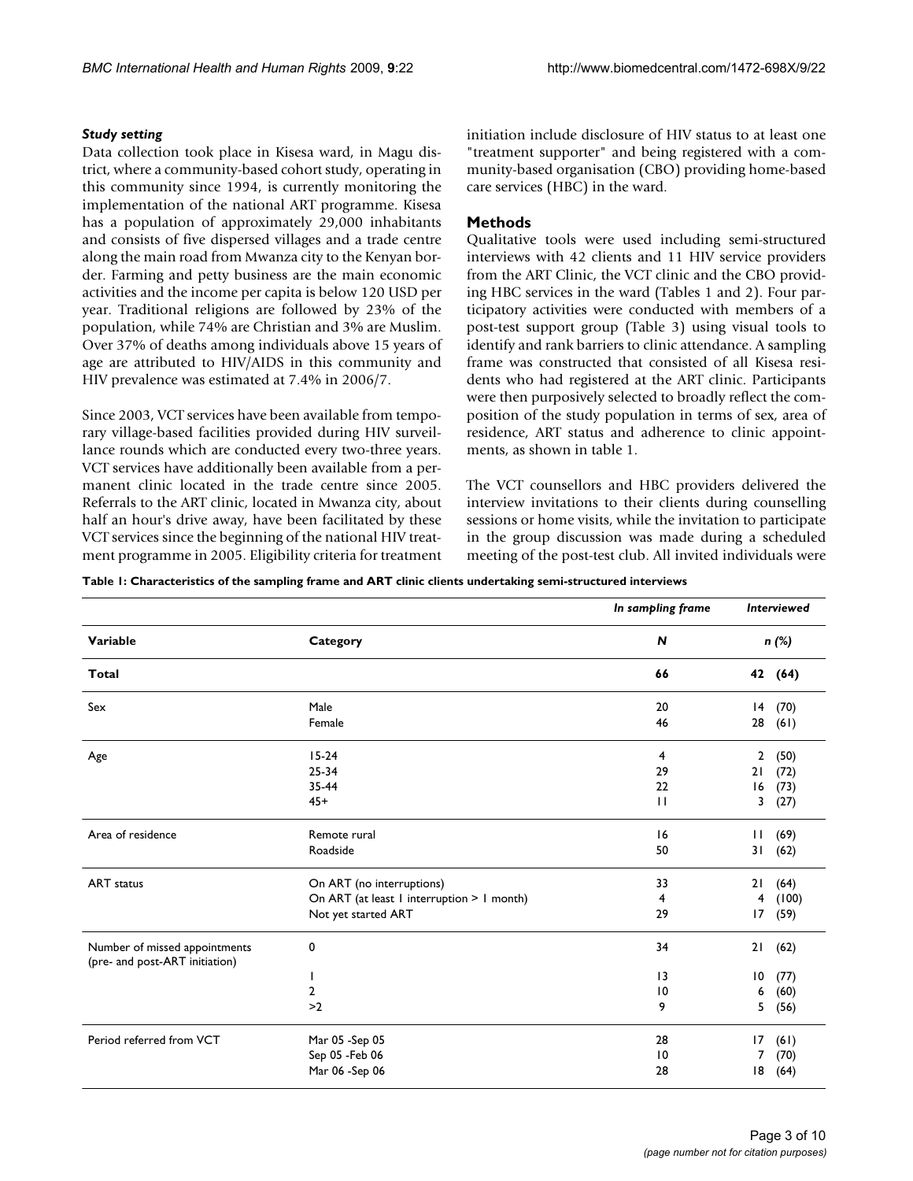### *Study setting*

Data collection took place in Kisesa ward, in Magu district, where a community-based cohort study, operating in this community since 1994, is currently monitoring the implementation of the national ART programme. Kisesa has a population of approximately 29,000 inhabitants and consists of five dispersed villages and a trade centre along the main road from Mwanza city to the Kenyan border. Farming and petty business are the main economic activities and the income per capita is below 120 USD per year. Traditional religions are followed by 23% of the population, while 74% are Christian and 3% are Muslim. Over 37% of deaths among individuals above 15 years of age are attributed to HIV/AIDS in this community and HIV prevalence was estimated at 7.4% in 2006/7.

Since 2003, VCT services have been available from temporary village-based facilities provided during HIV surveillance rounds which are conducted every two-three years. VCT services have additionally been available from a permanent clinic located in the trade centre since 2005. Referrals to the ART clinic, located in Mwanza city, about half an hour's drive away, have been facilitated by these VCT services since the beginning of the national HIV treatment programme in 2005. Eligibility criteria for treatment initiation include disclosure of HIV status to at least one "treatment supporter" and being registered with a community-based organisation (CBO) providing home-based care services (HBC) in the ward.

## Methods

Qualitative tools were used including semi-structured interviews with 42 clients and 11 HIV service providers from the ART Clinic, the VCT clinic and the CBO providing HBC services in the ward (Tables 1 and 2). Four participatory activities were conducted with members of a post-test support group (Table 3) using visual tools to identify and rank barriers to clinic attendance. A sampling frame was constructed that consisted of all Kisesa residents who had registered at the ART clinic. Participants were then purposively selected to broadly reflect the composition of the study population in terms of sex, area of residence, ART status and adherence to clinic appointments, as shown in table 1.

The VCT counsellors and HBC providers delivered the interview invitations to their clients during counselling sessions or home visits, while the invitation to participate in the group discussion was made during a scheduled meeting of the post-test club. All invited individuals were

**Table 1: Characteristics of the sampling frame and ART clinic clients undertaking semi-structured interviews**

| | | *In sampling frame* | *Interviewed* |
|---|---|---|---|
| **Variable** | **Category** | ***N*** | ***n (%)*** |
| **Total** | | **66** | **42 (64)** |
| Sex | Male | 20 | 14 (70) |
| | Female | 46 | 28 (61) |
| Age | 15-24 | 4 | 2 (50) |
| | 25-34 | 29 | 21 (72) |
| | 35-44 | 22 | 16 (73) |
| | 45+ | 11 | 3 (27) |
| Area of residence | Remote rural | 16 | 11 (69) |
| | Roadside | 50 | 31 (62) |
| ART status | On ART (no interruptions) | 33 | 21 (64) |
| | On ART (at least 1 interruption > 1 month) | 4 | 4 (100) |
| | Not yet started ART | 29 | 17 (59) |
| Number of missed appointments (pre- and post-ART initiation) | 0 | 34 | 21 (62) |
| | 1 | 13 | 10 (77) |
| | 2 | 10 | 6 (60) |
| | >2 | 9 | 5 (56) |
| Period referred from VCT | Mar 05 -Sep 05 | 28 | 17 (61) |
| | Sep 05 -Feb 06 | 10 | 7 (70) |
| | Mar 06 -Sep 06 | 28 | 18 (64) |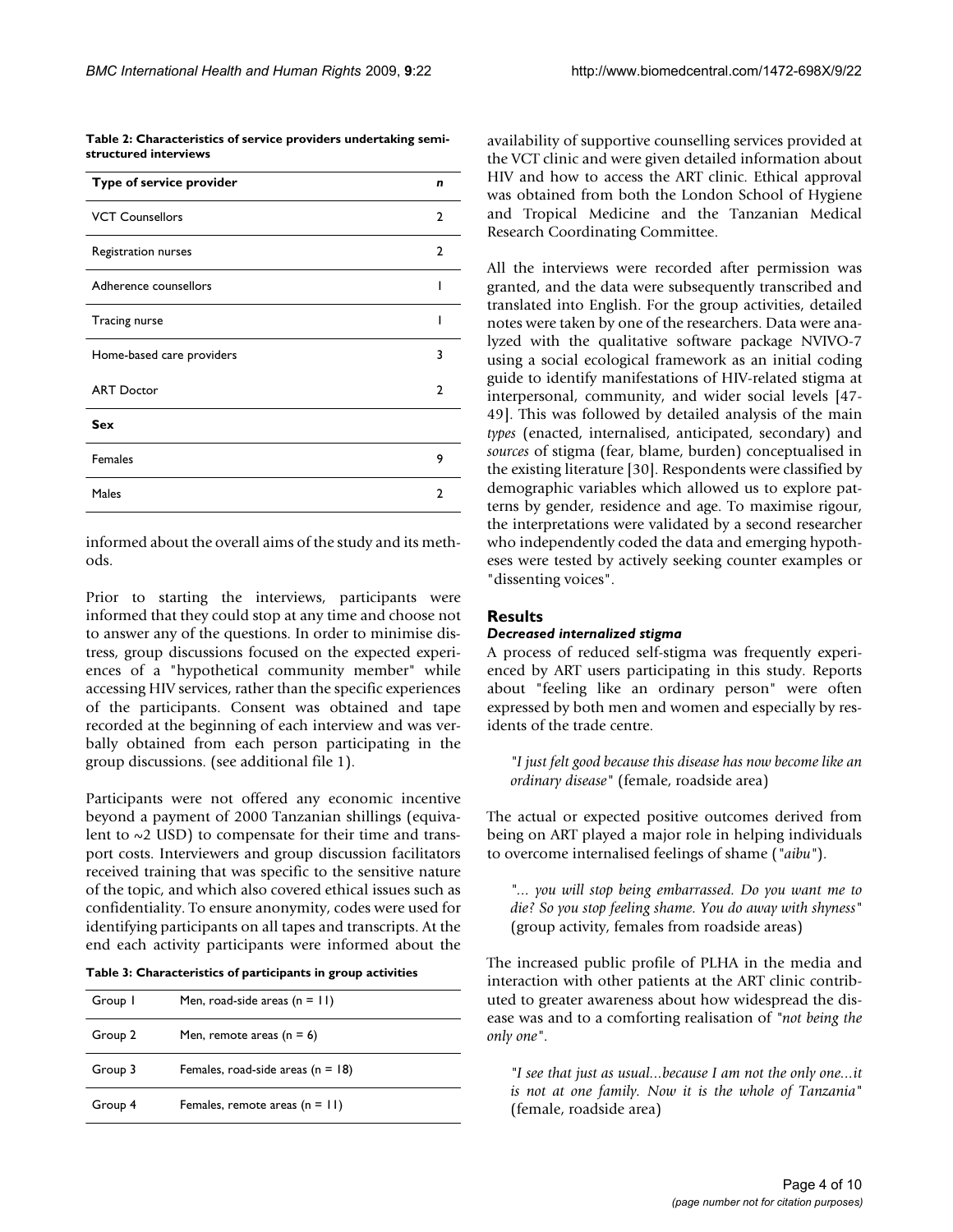**Table 2: Characteristics of service providers undertaking semi-structured interviews**

| Type of service provider | n |
| --- | --- |
| VCT Counsellors | 2 |
| Registration nurses | 2 |
| Adherence counsellors | 1 |
| Tracing nurse | 1 |
| Home-based care providers | 3 |
| ART Doctor | 2 |
| **Sex** | |
| Females | 9 |
| Males | 2 |

informed about the overall aims of the study and its methods.

Prior to starting the interviews, participants were informed that they could stop at any time and choose not to answer any of the questions. In order to minimise distress, group discussions focused on the expected experiences of a "hypothetical community member" while accessing HIV services, rather than the specific experiences of the participants. Consent was obtained and tape recorded at the beginning of each interview and was verbally obtained from each person participating in the group discussions. (see additional file 1).

Participants were not offered any economic incentive beyond a payment of 2000 Tanzanian shillings (equivalent to ~2 USD) to compensate for their time and transport costs. Interviewers and group discussion facilitators received training that was specific to the sensitive nature of the topic, and which also covered ethical issues such as confidentiality. To ensure anonymity, codes were used for identifying participants on all tapes and transcripts. At the end each activity participants were informed about the availability of supportive counselling services provided at the VCT clinic and were given detailed information about HIV and how to access the ART clinic. Ethical approval was obtained from both the London School of Hygiene and Tropical Medicine and the Tanzanian Medical Research Coordinating Committee.

**Table 3: Characteristics of participants in group activities**

| Group | Characteristics |
| --- | --- |
| Group 1 | Men, road-side areas (n = 11) |
| Group 2 | Men, remote areas (n = 6) |
| Group 3 | Females, road-side areas (n = 18) |
| Group 4 | Females, remote areas (n = 11) |

All the interviews were recorded after permission was granted, and the data were subsequently transcribed and translated into English. For the group activities, detailed notes were taken by one of the researchers. Data were analyzed with the qualitative software package NVIVO-7 using a social ecological framework as an initial coding guide to identify manifestations of HIV-related stigma at interpersonal, community, and wider social levels [47-49]. This was followed by detailed analysis of the main *types* (enacted, internalised, anticipated, secondary) and *sources* of stigma (fear, blame, burden) conceptualised in the existing literature [30]. Respondents were classified by demographic variables which allowed us to explore patterns by gender, residence and age. To maximise rigour, the interpretations were validated by a second researcher who independently coded the data and emerging hypotheses were tested by actively seeking counter examples or "dissenting voices".

## Results

### *Decreased internalized stigma*

A process of reduced self-stigma was frequently experienced by ART users participating in this study. Reports about "feeling like an ordinary person" were often expressed by both men and women and especially by residents of the trade centre.

> *"I just felt good because this disease has now become like an ordinary disease"* (female, roadside area)

The actual or expected positive outcomes derived from being on ART played a major role in helping individuals to overcome internalised feelings of shame (*"aibu"*).

> *"... you will stop being embarrassed. Do you want me to die? So you stop feeling shame. You do away with shyness"* (group activity, females from roadside areas)

The increased public profile of PLHA in the media and interaction with other patients at the ART clinic contributed to greater awareness about how widespread the disease was and to a comforting realisation of *"not being the only one"*.

> *"I see that just as usual...because I am not the only one...it is not at one family. Now it is the whole of Tanzania"* (female, roadside area)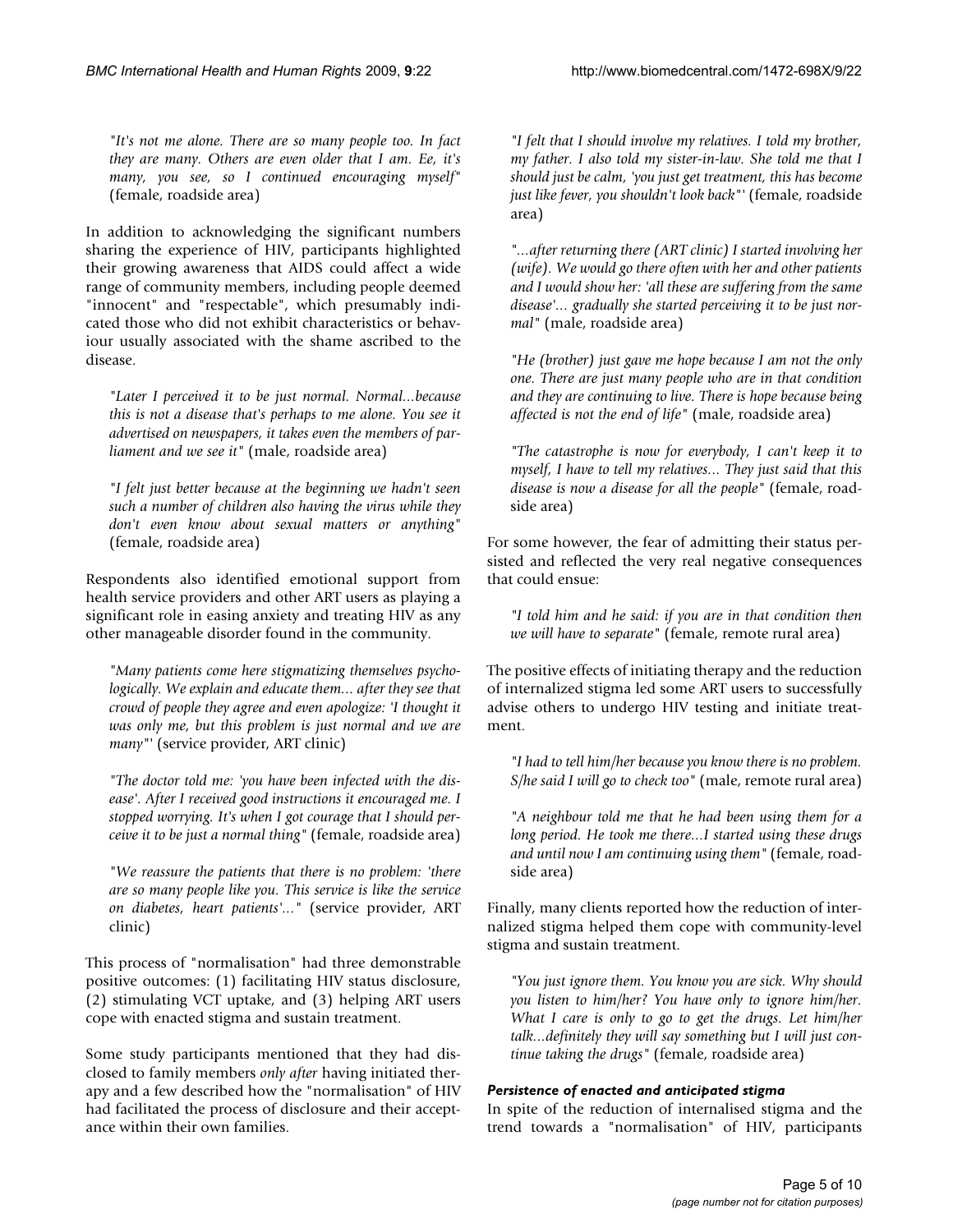*"It's not me alone. There are so many people too. In fact they are many. Others are even older that I am. Ee, it's many, you see, so I continued encouraging myself"* (female, roadside area)

In addition to acknowledging the significant numbers sharing the experience of HIV, participants highlighted their growing awareness that AIDS could affect a wide range of community members, including people deemed "innocent" and "respectable", which presumably indicated those who did not exhibit characteristics or behaviour usually associated with the shame ascribed to the disease.

*"Later I perceived it to be just normal. Normal...because this is not a disease that's perhaps to me alone. You see it advertised on newspapers, it takes even the members of parliament and we see it"* (male, roadside area)

*"I felt just better because at the beginning we hadn't seen such a number of children also having the virus while they don't even know about sexual matters or anything"* (female, roadside area)

Respondents also identified emotional support from health service providers and other ART users as playing a significant role in easing anxiety and treating HIV as any other manageable disorder found in the community.

*"Many patients come here stigmatizing themselves psychologically. We explain and educate them... after they see that crowd of people they agree and even apologize: 'I thought it was only me, but this problem is just normal and we are many"'* (service provider, ART clinic)

*"The doctor told me: 'you have been infected with the disease'. After I received good instructions it encouraged me. I stopped worrying. It's when I got courage that I should perceive it to be just a normal thing"* (female, roadside area)

*"We reassure the patients that there is no problem: 'there are so many people like you. This service is like the service on diabetes, heart patients'..."* (service provider, ART clinic)

This process of "normalisation" had three demonstrable positive outcomes: (1) facilitating HIV status disclosure, (2) stimulating VCT uptake, and (3) helping ART users cope with enacted stigma and sustain treatment.

Some study participants mentioned that they had disclosed to family members *only after* having initiated therapy and a few described how the "normalisation" of HIV had facilitated the process of disclosure and their acceptance within their own families.

*"I felt that I should involve my relatives. I told my brother, my father. I also told my sister-in-law. She told me that I should just be calm, 'you just get treatment, this has become just like fever, you shouldn't look back"'* (female, roadside area)

*"...after returning there (ART clinic) I started involving her (wife). We would go there often with her and other patients and I would show her: 'all these are suffering from the same disease'... gradually she started perceiving it to be just normal"* (male, roadside area)

*"He (brother) just gave me hope because I am not the only one. There are just many people who are in that condition and they are continuing to live. There is hope because being affected is not the end of life"* (male, roadside area)

*"The catastrophe is now for everybody, I can't keep it to myself, I have to tell my relatives... They just said that this disease is now a disease for all the people"* (female, roadside area)

For some however, the fear of admitting their status persisted and reflected the very real negative consequences that could ensue:

*"I told him and he said: if you are in that condition then we will have to separate"* (female, remote rural area)

The positive effects of initiating therapy and the reduction of internalized stigma led some ART users to successfully advise others to undergo HIV testing and initiate treatment.

*"I had to tell him/her because you know there is no problem. S/he said I will go to check too"* (male, remote rural area)

*"A neighbour told me that he had been using them for a long period. He took me there...I started using these drugs and until now I am continuing using them"* (female, roadside area)

Finally, many clients reported how the reduction of internalized stigma helped them cope with community-level stigma and sustain treatment.

*"You just ignore them. You know you are sick. Why should you listen to him/her? You have only to ignore him/her. What I care is only to go to get the drugs. Let him/her talk...definitely they will say something but I will just continue taking the drugs"* (female, roadside area)

#### *Persistence of enacted and anticipated stigma*

In spite of the reduction of internalised stigma and the trend towards a "normalisation" of HIV, participants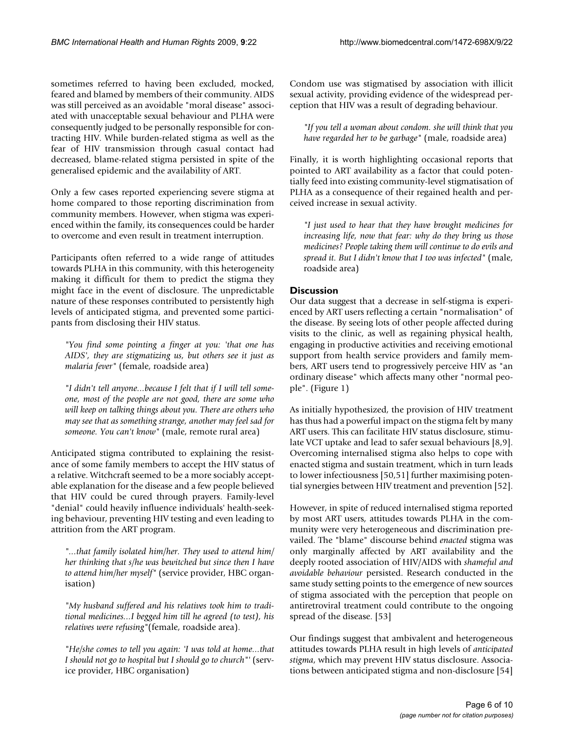sometimes referred to having been excluded, mocked, feared and blamed by members of their community. AIDS was still perceived as an avoidable "moral disease" associated with unacceptable sexual behaviour and PLHA were consequently judged to be personally responsible for contracting HIV. While burden-related stigma as well as the fear of HIV transmission through casual contact had decreased, blame-related stigma persisted in spite of the generalised epidemic and the availability of ART.

Only a few cases reported experiencing severe stigma at home compared to those reporting discrimination from community members. However, when stigma was experienced within the family, its consequences could be harder to overcome and even result in treatment interruption.

Participants often referred to a wide range of attitudes towards PLHA in this community, with this heterogeneity making it difficult for them to predict the stigma they might face in the event of disclosure. The unpredictable nature of these responses contributed to persistently high levels of anticipated stigma, and prevented some participants from disclosing their HIV status.

> *"You find some pointing a finger at you: 'that one has AIDS', they are stigmatizing us, but others see it just as malaria fever"* (female, roadside area)

> *"I didn't tell anyone...because I felt that if I will tell someone, most of the people are not good, there are some who will keep on talking things about you. There are others who may see that as something strange, another may feel sad for someone. You can't know"* (male, remote rural area)

Anticipated stigma contributed to explaining the resistance of some family members to accept the HIV status of a relative. Witchcraft seemed to be a more sociably acceptable explanation for the disease and a few people believed that HIV could be cured through prayers. Family-level "denial" could heavily influence individuals' health-seeking behaviour, preventing HIV testing and even leading to attrition from the ART program.

> *"...that family isolated him/her. They used to attend him/her thinking that s/he was bewitched but since then I have to attend him/her myself"* (service provider, HBC organisation)

> *"My husband suffered and his relatives took him to traditional medicines...I begged him till he agreed (to test), his relatives were refusing"*(female, roadside area).

> *"He/she comes to tell you again: 'I was told at home...that I should not go to hospital but I should go to church"'* (service provider, HBC organisation)

Condom use was stigmatised by association with illicit sexual activity, providing evidence of the widespread perception that HIV was a result of degrading behaviour.

> *"If you tell a woman about condom. she will think that you have regarded her to be garbage"* (male, roadside area)

Finally, it is worth highlighting occasional reports that pointed to ART availability as a factor that could potentially feed into existing community-level stigmatisation of PLHA as a consequence of their regained health and perceived increase in sexual activity.

> *"I just used to hear that they have brought medicines for increasing life, now that fear: why do they bring us those medicines? People taking them will continue to do evils and spread it. But I didn't know that I too was infected"* (male, roadside area)

## Discussion

Our data suggest that a decrease in self-stigma is experienced by ART users reflecting a certain "normalisation" of the disease. By seeing lots of other people affected during visits to the clinic, as well as regaining physical health, engaging in productive activities and receiving emotional support from health service providers and family members, ART users tend to progressively perceive HIV as "an ordinary disease" which affects many other "normal people". (Figure 1)

As initially hypothesized, the provision of HIV treatment has thus had a powerful impact on the stigma felt by many ART users. This can facilitate HIV status disclosure, stimulate VCT uptake and lead to safer sexual behaviours [8,9]. Overcoming internalised stigma also helps to cope with enacted stigma and sustain treatment, which in turn leads to lower infectiousness [50,51] further maximising potential synergies between HIV treatment and prevention [52].

However, in spite of reduced internalised stigma reported by most ART users, attitudes towards PLHA in the community were very heterogeneous and discrimination prevailed. The "blame" discourse behind *enacted* stigma was only marginally affected by ART availability and the deeply rooted association of HIV/AIDS with *shameful and avoidable behaviour* persisted. Research conducted in the same study setting points to the emergence of new sources of stigma associated with the perception that people on antiretroviral treatment could contribute to the ongoing spread of the disease. [53]

Our findings suggest that ambivalent and heterogeneous attitudes towards PLHA result in high levels of *anticipated stigma*, which may prevent HIV status disclosure. Associations between anticipated stigma and non-disclosure [54]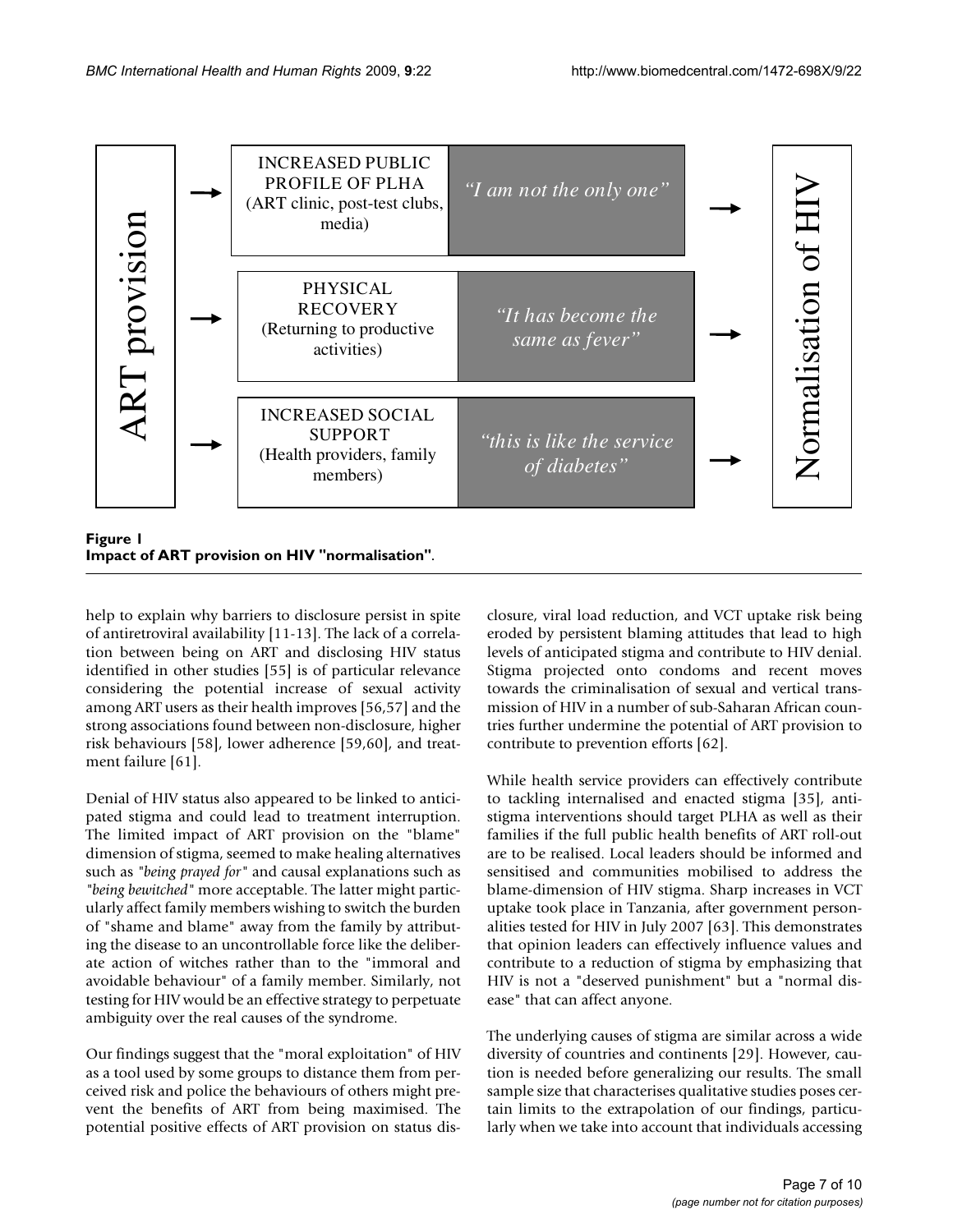ART provision → INCREASED PUBLIC PROFILE OF PLHA (ART clinic, post-test clubs, media) — *"I am not the only one"* → Normalisation of HIV

ART provision → PHYSICAL RECOVERY (Returning to productive activities) — *"It has become the same as fever"* → Normalisation of HIV

ART provision → INCREASED SOCIAL SUPPORT (Health providers, family members) — *"this is like the service of diabetes"* → Normalisation of HIV

**Figure 1**
**Impact of ART provision on HIV "normalisation".**

help to explain why barriers to disclosure persist in spite of antiretroviral availability [11-13]. The lack of a correlation between being on ART and disclosing HIV status identified in other studies [55] is of particular relevance considering the potential increase of sexual activity among ART users as their health improves [56,57] and the strong associations found between non-disclosure, higher risk behaviours [58], lower adherence [59,60], and treatment failure [61].

Denial of HIV status also appeared to be linked to anticipated stigma and could lead to treatment interruption. The limited impact of ART provision on the "blame" dimension of stigma, seemed to make healing alternatives such as *"being prayed for"* and causal explanations such as *"being bewitched"* more acceptable. The latter might particularly affect family members wishing to switch the burden of "shame and blame" away from the family by attributing the disease to an uncontrollable force like the deliberate action of witches rather than to the "immoral and avoidable behaviour" of a family member. Similarly, not testing for HIV would be an effective strategy to perpetuate ambiguity over the real causes of the syndrome.

Our findings suggest that the "moral exploitation" of HIV as a tool used by some groups to distance them from perceived risk and police the behaviours of others might prevent the benefits of ART from being maximised. The potential positive effects of ART provision on status disclosure, viral load reduction, and VCT uptake risk being eroded by persistent blaming attitudes that lead to high levels of anticipated stigma and contribute to HIV denial. Stigma projected onto condoms and recent moves towards the criminalisation of sexual and vertical transmission of HIV in a number of sub-Saharan African countries further undermine the potential of ART provision to contribute to prevention efforts [62].

While health service providers can effectively contribute to tackling internalised and enacted stigma [35], anti-stigma interventions should target PLHA as well as their families if the full public health benefits of ART roll-out are to be realised. Local leaders should be informed and sensitised and communities mobilised to address the blame-dimension of HIV stigma. Sharp increases in VCT uptake took place in Tanzania, after government personalities tested for HIV in July 2007 [63]. This demonstrates that opinion leaders can effectively influence values and contribute to a reduction of stigma by emphasizing that HIV is not a "deserved punishment" but a "normal disease" that can affect anyone.

The underlying causes of stigma are similar across a wide diversity of countries and continents [29]. However, caution is needed before generalizing our results. The small sample size that characterises qualitative studies poses certain limits to the extrapolation of our findings, particularly when we take into account that individuals accessing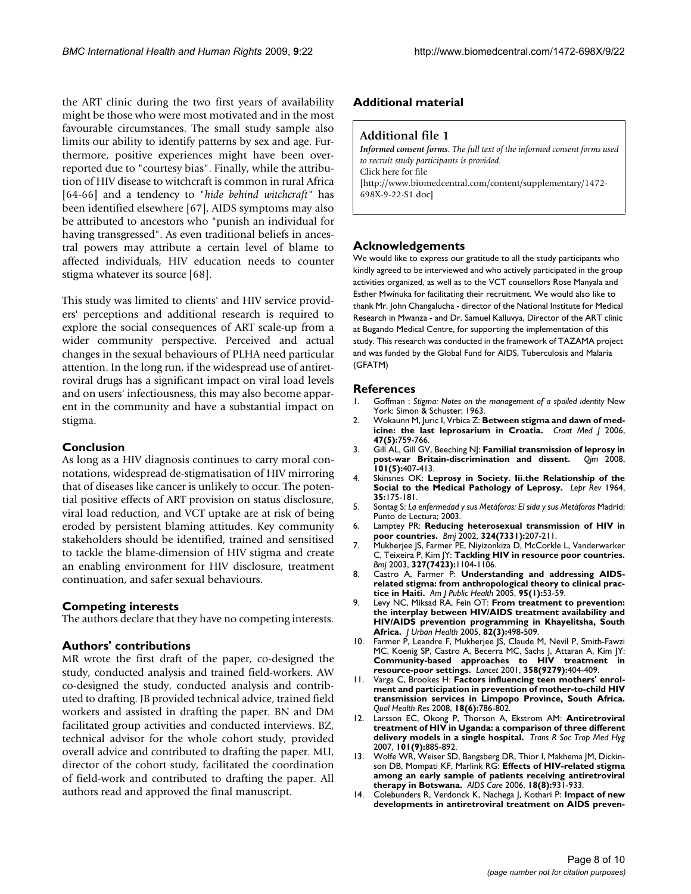the ART clinic during the two first years of availability might be those who were most motivated and in the most favourable circumstances. The small study sample also limits our ability to identify patterns by sex and age. Furthermore, positive experiences might have been over-reported due to "courtesy bias". Finally, while the attribution of HIV disease to witchcraft is common in rural Africa [64-66] and a tendency to "*hide behind witchcraft*" has been identified elsewhere [67], AIDS symptoms may also be attributed to ancestors who "punish an individual for having transgressed". As even traditional beliefs in ancestral powers may attribute a certain level of blame to affected individuals, HIV education needs to counter stigma whatever its source [68].

This study was limited to clients' and HIV service providers' perceptions and additional research is required to explore the social consequences of ART scale-up from a wider community perspective. Perceived and actual changes in the sexual behaviours of PLHA need particular attention. In the long run, if the widespread use of antiretroviral drugs has a significant impact on viral load levels and on users' infectiousness, this may also become apparent in the community and have a substantial impact on stigma.

## Conclusion

As long as a HIV diagnosis continues to carry moral connotations, widespread de-stigmatisation of HIV mirroring that of diseases like cancer is unlikely to occur. The potential positive effects of ART provision on status disclosure, viral load reduction, and VCT uptake are at risk of being eroded by persistent blaming attitudes. Key community stakeholders should be identified, trained and sensitised to tackle the blame-dimension of HIV stigma and create an enabling environment for HIV disclosure, treatment continuation, and safer sexual behaviours.

## Competing interests

The authors declare that they have no competing interests.

## Authors' contributions

MR wrote the first draft of the paper, co-designed the study, conducted analysis and trained field-workers. AW co-designed the study, conducted analysis and contributed to drafting. JB provided technical advice, trained field workers and assisted in drafting the paper. BN and DM facilitated group activities and conducted interviews. BZ, technical advisor for the whole cohort study, provided overall advice and contributed to drafting the paper. MU, director of the cohort study, facilitated the coordination of field-work and contributed to drafting the paper. All authors read and approved the final manuscript.

## Additional material

### Additional file 1

***Informed consent forms**. The full text of the informed consent forms used to recruit study participants is provided.*
Click here for file
[http://www.biomedcentral.com/content/supplementary/1472-698X-9-22-S1.doc]

## Acknowledgements

We would like to express our gratitude to all the study participants who kindly agreed to be interviewed and who actively participated in the group activities organized, as well as to the VCT counsellors Rose Manyala and Esther Mwinuka for facilitating their recruitment. We would also like to thank Mr. John Changalucha - director of the National Institute for Medical Research in Mwanza - and Dr. Samuel Kalluvya, Director of the ART clinic at Bugando Medical Centre, for supporting the implementation of this study. This research was conducted in the framework of TAZAMA project and was funded by the Global Fund for AIDS, Tuberculosis and Malaria (GFATM)

## References

1. Goffman : *Stigma: Notes on the management of a spoiled identity* New York: Simon & Schuster; 1963.
2. Wokaunn M, Juric I, Vrbica Z: **Between stigma and dawn of medicine: the last leprosarium in Croatia.** *Croat Med J* 2006, **47(5):**759-766.
3. Gill AL, Gill GV, Beeching NJ: **Familial transmission of leprosy in post-war Britain-discrimination and dissent.** *Qjm* 2008, **101(5):**407-413.
4. Skinsnes OK: **Leprosy in Society. Iii.the Relationship of the Social to the Medical Pathology of Leprosy.** *Lepr Rev* 1964, **35:**175-181.
5. Sontag S: *La enfermedad y sus Metáforas: El sida y sus Metáforas* Madrid: Punto de Lectura; 2003.
6. Lamptey PR: **Reducing heterosexual transmission of HIV in poor countries.** *Bmj* 2002, **324(7331):**207-211.
7. Mukherjee JS, Farmer PE, Niyizonkiza D, McCorkle L, Vanderwarker C, Teixeira P, Kim JY: **Tackling HIV in resource poor countries.** *Bmj* 2003, **327(7423):**1104-1106.
8. Castro A, Farmer P: **Understanding and addressing AIDS-related stigma: from anthropological theory to clinical practice in Haiti.** *Am J Public Health* 2005, **95(1):**53-59.
9. Levy NC, Miksad RA, Fein OT: **From treatment to prevention: the interplay between HIV/AIDS treatment availability and HIV/AIDS prevention programming in Khayelitsha, South Africa.** *J Urban Health* 2005, **82(3):**498-509.
10. Farmer P, Leandre F, Mukherjee JS, Claude M, Nevil P, Smith-Fawzi MC, Koenig SP, Castro A, Becerra MC, Sachs J, Attaran A, Kim JY: **Community-based approaches to HIV treatment in resource-poor settings.** *Lancet* 2001, **358(9279):**404-409.
11. Varga C, Brookes H: **Factors influencing teen mothers' enrolment and participation in prevention of mother-to-child HIV transmission services in Limpopo Province, South Africa.** *Qual Health Res* 2008, **18(6):**786-802.
12. Larsson EC, Okong P, Thorson A, Ekstrom AM: **Antiretroviral treatment of HIV in Uganda: a comparison of three different delivery models in a single hospital.** *Trans R Soc Trop Med Hyg* 2007, **101(9):**885-892.
13. Wolfe WR, Weiser SD, Bangsberg DR, Thior I, Makhema JM, Dickinson DB, Mompati KF, Marlink RG: **Effects of HIV-related stigma among an early sample of patients receiving antiretroviral therapy in Botswana.** *AIDS Care* 2006, **18(8):**931-933.
14. Colebunders R, Verdonck K, Nachega J, Kothari P: **Impact of new developments in antiretroviral treatment on AIDS preven-**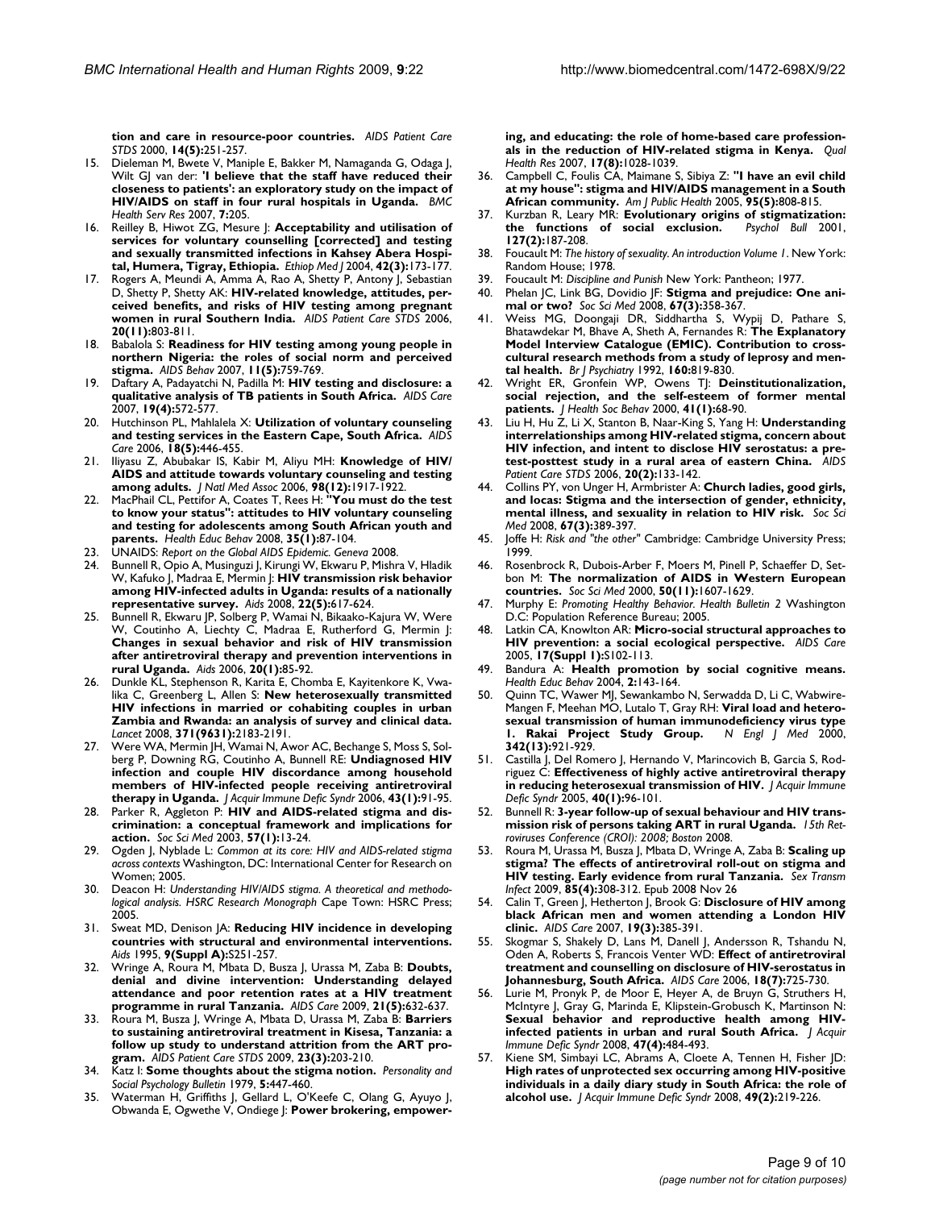**tion and care in resource-poor countries.** *AIDS Patient Care STDS* 2000, **14(5)**:251-257.

15. Dieleman M, Bwete V, Maniple E, Bakker M, Namaganda G, Odaga J, Wilt GJ van der: **'I believe that the staff have reduced their closeness to patients': an exploratory study on the impact of HIV/AIDS on staff in four rural hospitals in Uganda.** *BMC Health Serv Res* 2007, **7**:205.
16. Reilley B, Hiwot ZG, Mesure J: **Acceptability and utilisation of services for voluntary counselling [corrected] and testing and sexually transmitted infections in Kahsey Abera Hospital, Humera, Tigray, Ethiopia.** *Ethiop Med J* 2004, **42(3)**:173-177.
17. Rogers A, Meundi A, Amma A, Rao A, Shetty P, Antony J, Sebastian D, Shetty P, Shetty AK: **HIV-related knowledge, attitudes, perceived benefits, and risks of HIV testing among pregnant women in rural Southern India.** *AIDS Patient Care STDS* 2006, **20(11)**:803-811.
18. Babalola S: **Readiness for HIV testing among young people in northern Nigeria: the roles of social norm and perceived stigma.** *AIDS Behav* 2007, **11(5)**:759-769.
19. Daftary A, Padayatchi N, Padilla M: **HIV testing and disclosure: a qualitative analysis of TB patients in South Africa.** *AIDS Care* 2007, **19(4)**:572-577.
20. Hutchinson PL, Mahlalela X: **Utilization of voluntary counseling and testing services in the Eastern Cape, South Africa.** *AIDS Care* 2006, **18(5)**:446-455.
21. Iliyasu Z, Abubakar IS, Kabir M, Aliyu MH: **Knowledge of HIV/AIDS and attitude towards voluntary counseling and testing among adults.** *J Natl Med Assoc* 2006, **98(12)**:1917-1922.
22. MacPhail CL, Pettifor A, Coates T, Rees H: **"You must do the test to know your status": attitudes to HIV voluntary counseling and testing for adolescents among South African youth and parents.** *Health Educ Behav* 2008, **35(1)**:87-104.
23. UNAIDS: *Report on the Global AIDS Epidemic. Geneva* 2008.
24. Bunnell R, Opio A, Musinguzi J, Kirungi W, Ekwaru P, Mishra V, Hladik W, Kafuko J, Madraa E, Mermin J: **HIV transmission risk behavior among HIV-infected adults in Uganda: results of a nationally representative survey.** *Aids* 2008, **22(5)**:617-624.
25. Bunnell R, Ekwaru JP, Solberg P, Wamai N, Bikaako-Kajura W, Were W, Coutinho A, Liechty C, Madraa E, Rutherford G, Mermin J: **Changes in sexual behavior and risk of HIV transmission after antiretroviral therapy and prevention interventions in rural Uganda.** *Aids* 2006, **20(1)**:85-92.
26. Dunkle KL, Stephenson R, Karita E, Chomba E, Kayitenkore K, Vwalika C, Greenberg L, Allen S: **New heterosexually transmitted HIV infections in married or cohabiting couples in urban Zambia and Rwanda: an analysis of survey and clinical data.** *Lancet* 2008, **371(9631)**:2183-2191.
27. Were WA, Mermin JH, Wamai N, Awor AC, Bechange S, Moss S, Solberg P, Downing RG, Coutinho A, Bunnell RE: **Undiagnosed HIV infection and couple HIV discordance among household members of HIV-infected people receiving antiretroviral therapy in Uganda.** *J Acquir Immune Defic Syndr* 2006, **43(1)**:91-95.
28. Parker R, Aggleton P: **HIV and AIDS-related stigma and discrimination: a conceptual framework and implications for action.** *Soc Sci Med* 2003, **57(1)**:13-24.
29. Ogden J, Nyblade L: *Common at its core: HIV and AIDS-related stigma across contexts* Washington, DC: International Center for Research on Women; 2005.
30. Deacon H: *Understanding HIV/AIDS stigma. A theoretical and methodological analysis. HSRC Research Monograph* Cape Town: HSRC Press; 2005.
31. Sweat MD, Denison JA: **Reducing HIV incidence in developing countries with structural and environmental interventions.** *Aids* 1995, **9(Suppl A)**:S251-257.
32. Wringe A, Roura M, Mbata D, Busza J, Urassa M, Zaba B: **Doubts, denial and divine intervention: Understanding delayed attendance and poor retention rates at a HIV treatment programme in rural Tanzania.** *AIDS Care* 2009, **21(5)**:632-637.
33. Roura M, Busza J, Wringe A, Mbata D, Urassa M, Zaba B: **Barriers to sustaining antiretroviral treatment in Kisesa, Tanzania: a follow up study to understand attrition from the ART program.** *AIDS Patient Care STDS* 2009, **23(3)**:203-210.
34. Katz I: **Some thoughts about the stigma notion.** *Personality and Social Psychology Bulletin* 1979, **5**:447-460.
35. Waterman H, Griffiths J, Gellard L, O'Keefe C, Olang G, Ayuyo J, Obwanda E, Ogwethe V, Ondiege J: **Power brokering, empowering, and educating: the role of home-based care professionals in the reduction of HIV-related stigma in Kenya.** *Qual Health Res* 2007, **17(8)**:1028-1039.
36. Campbell C, Foulis CA, Maimane S, Sibiya Z: **"I have an evil child at my house": stigma and HIV/AIDS management in a South African community.** *Am J Public Health* 2005, **95(5)**:808-815.
37. Kurzban R, Leary MR: **Evolutionary origins of stigmatization: the functions of social exclusion.** *Psychol Bull* 2001, **127(2)**:187-208.
38. Foucault M: *The history of sexuality. An introduction Volume 1*. New York: Random House; 1978.
39. Foucault M: *Discipline and Punish* New York: Pantheon; 1977.
40. Phelan JC, Link BG, Dovidio JF: **Stigma and prejudice: One animal or two?** *Soc Sci Med* 2008, **67(3)**:358-367.
41. Weiss MG, Doongaji DR, Siddhartha S, Wypij D, Pathare S, Bhatawdekar M, Bhave A, Sheth A, Fernandes R: **The Explanatory Model Interview Catalogue (EMIC). Contribution to cross-cultural research methods from a study of leprosy and mental health.** *Br J Psychiatry* 1992, **160**:819-830.
42. Wright ER, Gronfein WP, Owens TJ: **Deinstitutionalization, social rejection, and the self-esteem of former mental patients.** *J Health Soc Behav* 2000, **41(1)**:68-90.
43. Liu H, Hu Z, Li X, Stanton B, Naar-King S, Yang H: **Understanding interrelationships among HIV-related stigma, concern about HIV infection, and intent to disclose HIV serostatus: a pretest-posttest study in a rural area of eastern China.** *AIDS Patient Care STDS* 2006, **20(2)**:133-142.
44. Collins PY, von Unger H, Armbrister A: **Church ladies, good girls, and locas: Stigma and the intersection of gender, ethnicity, mental illness, and sexuality in relation to HIV risk.** *Soc Sci Med* 2008, **67(3)**:389-397.
45. Joffe H: *Risk and "the other"* Cambridge: Cambridge University Press; 1999.
46. Rosenbrock R, Dubois-Arber F, Moers M, Pinell P, Schaeffer D, Setbon M: **The normalization of AIDS in Western European countries.** *Soc Sci Med* 2000, **50(11)**:1607-1629.
47. Murphy E: *Promoting Healthy Behavior. Health Bulletin 2* Washington D.C: Population Reference Bureau; 2005.
48. Latkin CA, Knowlton AR: **Micro-social structural approaches to HIV prevention: a social ecological perspective.** *AIDS Care* 2005, **17(Suppl 1)**:S102-113.
49. Bandura A: **Health promotion by social cognitive means.** *Health Educ Behav* 2004, **2**:143-164.
50. Quinn TC, Wawer MJ, Sewankambo N, Serwadda D, Li C, Wabwire-Mangen F, Meehan MO, Lutalo T, Gray RH: **Viral load and heterosexual transmission of human immunodeficiency virus type 1. Rakai Project Study Group.** *N Engl J Med* 2000, **342(13)**:921-929.
51. Castilla J, Del Romero J, Hernando V, Marincovich B, Garcia S, Rodriguez C: **Effectiveness of highly active antiretroviral therapy in reducing heterosexual transmission of HIV.** *J Acquir Immune Defic Syndr* 2005, **40(1)**:96-101.
52. Bunnell R: **3-year follow-up of sexual behaviour and HIV transmission risk of persons taking ART in rural Uganda.** *15th Retroviruses Conference (CROI): 2008; Boston* 2008.
53. Roura M, Urassa M, Busza J, Mbata D, Wringe A, Zaba B: **Scaling up stigma? The effects of antiretroviral roll-out on stigma and HIV testing. Early evidence from rural Tanzania.** *Sex Transm Infect* 2009, **85(4)**:308-312. Epub 2008 Nov 26
54. Calin T, Green J, Hetherton J, Brook G: **Disclosure of HIV among black African men and women attending a London HIV clinic.** *AIDS Care* 2007, **19(3)**:385-391.
55. Skogmar S, Shakely D, Lans M, Danell J, Andersson R, Tshandu N, Oden A, Roberts S, Francois Venter WD: **Effect of antiretroviral treatment and counselling on disclosure of HIV-serostatus in Johannesburg, South Africa.** *AIDS Care* 2006, **18(7)**:725-730.
56. Lurie M, Pronyk P, de Moor E, Heyer A, de Bruyn G, Struthers H, McIntyre J, Gray G, Marinda E, Klipstein-Grobusch K, Martinson N: **Sexual behavior and reproductive health among HIV-infected patients in urban and rural South Africa.** *J Acquir Immune Defic Syndr* 2008, **47(4)**:484-493.
57. Kiene SM, Simbayi LC, Abrams A, Cloete A, Tennen H, Fisher JD: **High rates of unprotected sex occurring among HIV-positive individuals in a daily diary study in South Africa: the role of alcohol use.** *J Acquir Immune Defic Syndr* 2008, **49(2)**:219-226.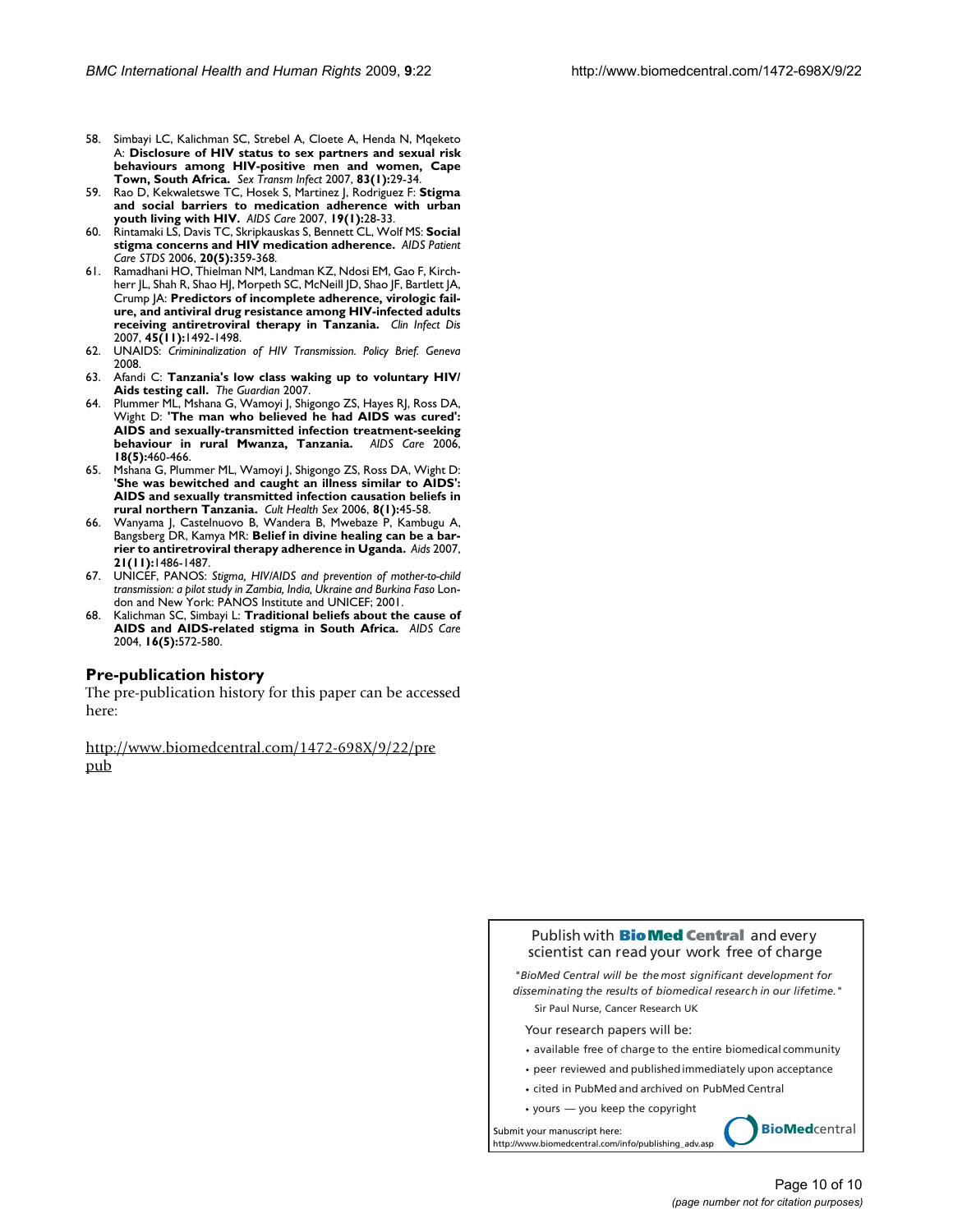58. Simbayi LC, Kalichman SC, Strebel A, Cloete A, Henda N, Mqeketo A: **Disclosure of HIV status to sex partners and sexual risk behaviours among HIV-positive men and women, Cape Town, South Africa.** *Sex Transm Infect* 2007, **83(1):**29-34.
59. Rao D, Kekwaletswe TC, Hosek S, Martinez J, Rodriguez F: **Stigma and social barriers to medication adherence with urban youth living with HIV.** *AIDS Care* 2007, **19(1):**28-33.
60. Rintamaki LS, Davis TC, Skripkauskas S, Bennett CL, Wolf MS: **Social stigma concerns and HIV medication adherence.** *AIDS Patient Care STDS* 2006, **20(5):**359-368.
61. Ramadhani HO, Thielman NM, Landman KZ, Ndosi EM, Gao F, Kirchherr JL, Shah R, Shao HJ, Morpeth SC, McNeill JD, Shao JF, Bartlett JA, Crump JA: **Predictors of incomplete adherence, virologic failure, and antiviral drug resistance among HIV-infected adults receiving antiretroviral therapy in Tanzania.** *Clin Infect Dis* 2007, **45(11):**1492-1498.
62. UNAIDS: *Crimininalization of HIV Transmission. Policy Brief. Geneva* 2008.
63. Afandi C: **Tanzania's low class waking up to voluntary HIV/Aids testing call.** *The Guardian* 2007.
64. Plummer ML, Mshana G, Wamoyi J, Shigongo ZS, Hayes RJ, Ross DA, Wight D: **'The man who believed he had AIDS was cured': AIDS and sexually-transmitted infection treatment-seeking behaviour in rural Mwanza, Tanzania.** *AIDS Care* 2006, **18(5):**460-466.
65. Mshana G, Plummer ML, Wamoyi J, Shigongo ZS, Ross DA, Wight D: **'She was bewitched and caught an illness similar to AIDS': AIDS and sexually transmitted infection causation beliefs in rural northern Tanzania.** *Cult Health Sex* 2006, **8(1):**45-58.
66. Wanyama J, Castelnuovo B, Wandera B, Mwebaze P, Kambugu A, Bangsberg DR, Kamya MR: **Belief in divine healing can be a barrier to antiretroviral therapy adherence in Uganda.** *Aids* 2007, **21(11):**1486-1487.
67. UNICEF, PANOS: *Stigma, HIV/AIDS and prevention of mother-to-child transmission: a pilot study in Zambia, India, Ukraine and Burkina Faso* London and New York: PANOS Institute and UNICEF; 2001.
68. Kalichman SC, Simbayi L: **Traditional beliefs about the cause of AIDS and AIDS-related stigma in South Africa.** *AIDS Care* 2004, **16(5):**572-580.

## Pre-publication history

The pre-publication history for this paper can be accessed here:

http://www.biomedcentral.com/1472-698X/9/22/prepub

Publish with **BioMed Central** and every scientist can read your work free of charge

*"BioMed Central will be the most significant development for disseminating the results of biomedical research in our lifetime."*
Sir Paul Nurse, Cancer Research UK

Your research papers will be:

- available free of charge to the entire biomedical community
- peer reviewed and published immediately upon acceptance
- cited in PubMed and archived on PubMed Central
- yours — you keep the copyright

Submit your manuscript here:
http://www.biomedcentral.com/info/publishing_adv.asp

**BioMed**central